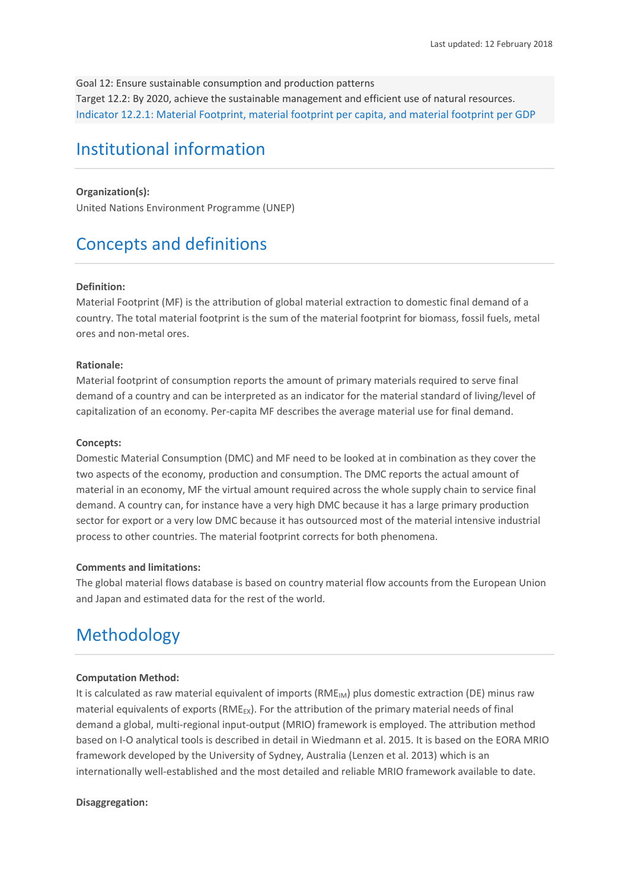Last updated: 12 February 2018

Goal 12: Ensure sustainable consumption and production patterns
Target 12.2: By 2020, achieve the sustainable management and efficient use of natural resources.
Indicator 12.2.1: Material Footprint, material footprint per capita, and material footprint per GDP

# Institutional information

**Organization(s):**
United Nations Environment Programme (UNEP)

# Concepts and definitions

**Definition:**
Material Footprint (MF) is the attribution of global material extraction to domestic final demand of a country. The total material footprint is the sum of the material footprint for biomass, fossil fuels, metal ores and non-metal ores.

**Rationale:**
Material footprint of consumption reports the amount of primary materials required to serve final demand of a country and can be interpreted as an indicator for the material standard of living/level of capitalization of an economy. Per-capita MF describes the average material use for final demand.

**Concepts:**
Domestic Material Consumption (DMC) and MF need to be looked at in combination as they cover the two aspects of the economy, production and consumption. The DMC reports the actual amount of material in an economy, MF the virtual amount required across the whole supply chain to service final demand. A country can, for instance have a very high DMC because it has a large primary production sector for export or a very low DMC because it has outsourced most of the material intensive industrial process to other countries. The material footprint corrects for both phenomena.

**Comments and limitations:**
The global material flows database is based on country material flow accounts from the European Union and Japan and estimated data for the rest of the world.

# Methodology

**Computation Method:**
It is calculated as raw material equivalent of imports ($RME_{IM}$) plus domestic extraction (DE) minus raw material equivalents of exports ($RME_{EX}$). For the attribution of the primary material needs of final demand a global, multi-regional input-output (MRIO) framework is employed. The attribution method based on I-O analytical tools is described in detail in Wiedmann et al. 2015. It is based on the EORA MRIO framework developed by the University of Sydney, Australia (Lenzen et al. 2013) which is an internationally well-established and the most detailed and reliable MRIO framework available to date.

**Disaggregation:**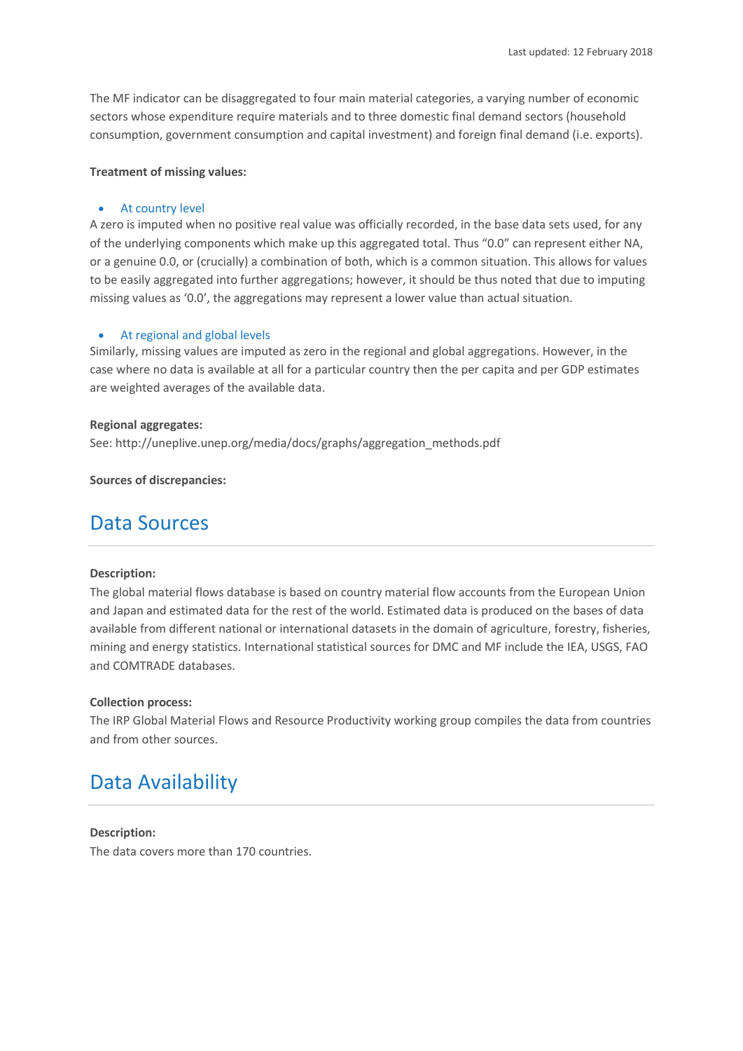The MF indicator can be disaggregated to four main material categories, a varying number of economic sectors whose expenditure require materials and to three domestic final demand sectors (household consumption, government consumption and capital investment) and foreign final demand (i.e. exports).

**Treatment of missing values:**

- At country level

A zero is imputed when no positive real value was officially recorded, in the base data sets used, for any of the underlying components which make up this aggregated total. Thus "0.0" can represent either NA, or a genuine 0.0, or (crucially) a combination of both, which is a common situation. This allows for values to be easily aggregated into further aggregations; however, it should be thus noted that due to imputing missing values as '0.0', the aggregations may represent a lower value than actual situation.

- At regional and global levels

Similarly, missing values are imputed as zero in the regional and global aggregations. However, in the case where no data is available at all for a particular country then the per capita and per GDP estimates are weighted averages of the available data.

**Regional aggregates:**
See: http://uneplive.unep.org/media/docs/graphs/aggregation_methods.pdf

**Sources of discrepancies:**

# Data Sources

**Description:**
The global material flows database is based on country material flow accounts from the European Union and Japan and estimated data for the rest of the world. Estimated data is produced on the bases of data available from different national or international datasets in the domain of agriculture, forestry, fisheries, mining and energy statistics. International statistical sources for DMC and MF include the IEA, USGS, FAO and COMTRADE databases.

**Collection process:**
The IRP Global Material Flows and Resource Productivity working group compiles the data from countries and from other sources.

# Data Availability

**Description:**
The data covers more than 170 countries.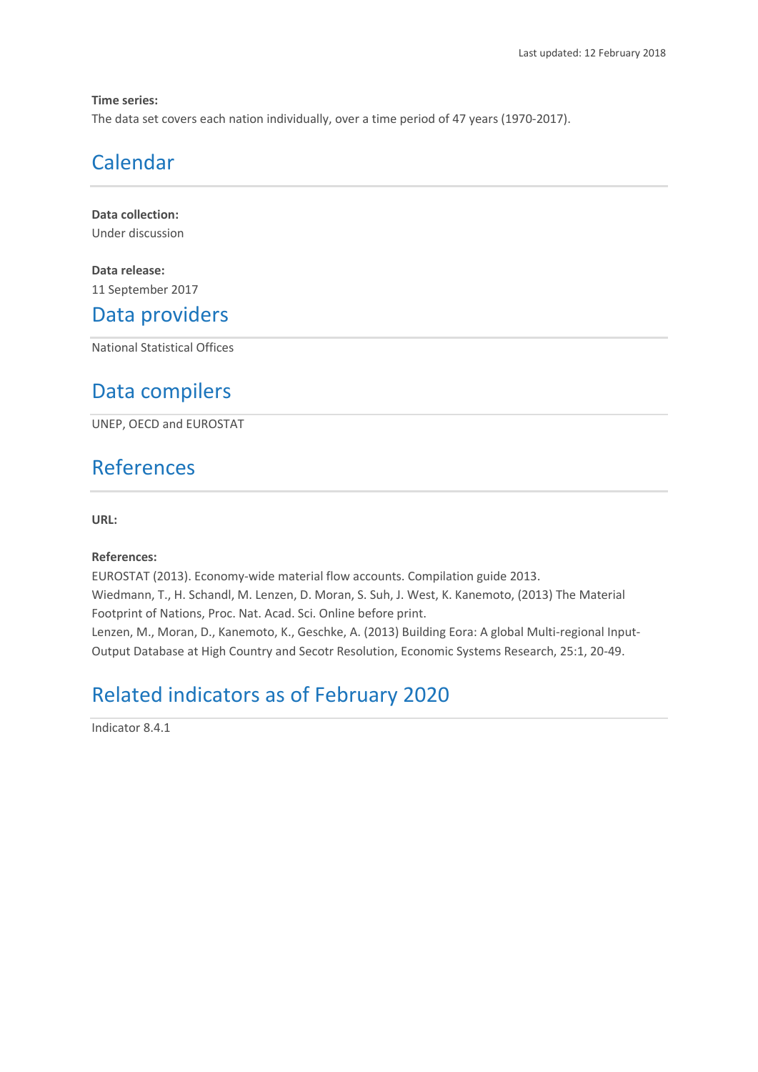**Time series:**
The data set covers each nation individually, over a time period of 47 years (1970-2017).

## Calendar

**Data collection:**
Under discussion

**Data release:**
11 September 2017

## Data providers

National Statistical Offices

## Data compilers

UNEP, OECD and EUROSTAT

## References

**URL:**

**References:**
EUROSTAT (2013). Economy-wide material flow accounts. Compilation guide 2013.
Wiedmann, T., H. Schandl, M. Lenzen, D. Moran, S. Suh, J. West, K. Kanemoto, (2013) The Material Footprint of Nations, Proc. Nat. Acad. Sci. Online before print.
Lenzen, M., Moran, D., Kanemoto, K., Geschke, A. (2013) Building Eora: A global Multi-regional Input-Output Database at High Country and Secotr Resolution, Economic Systems Research, 25:1, 20-49.

## Related indicators as of February 2020

Indicator 8.4.1